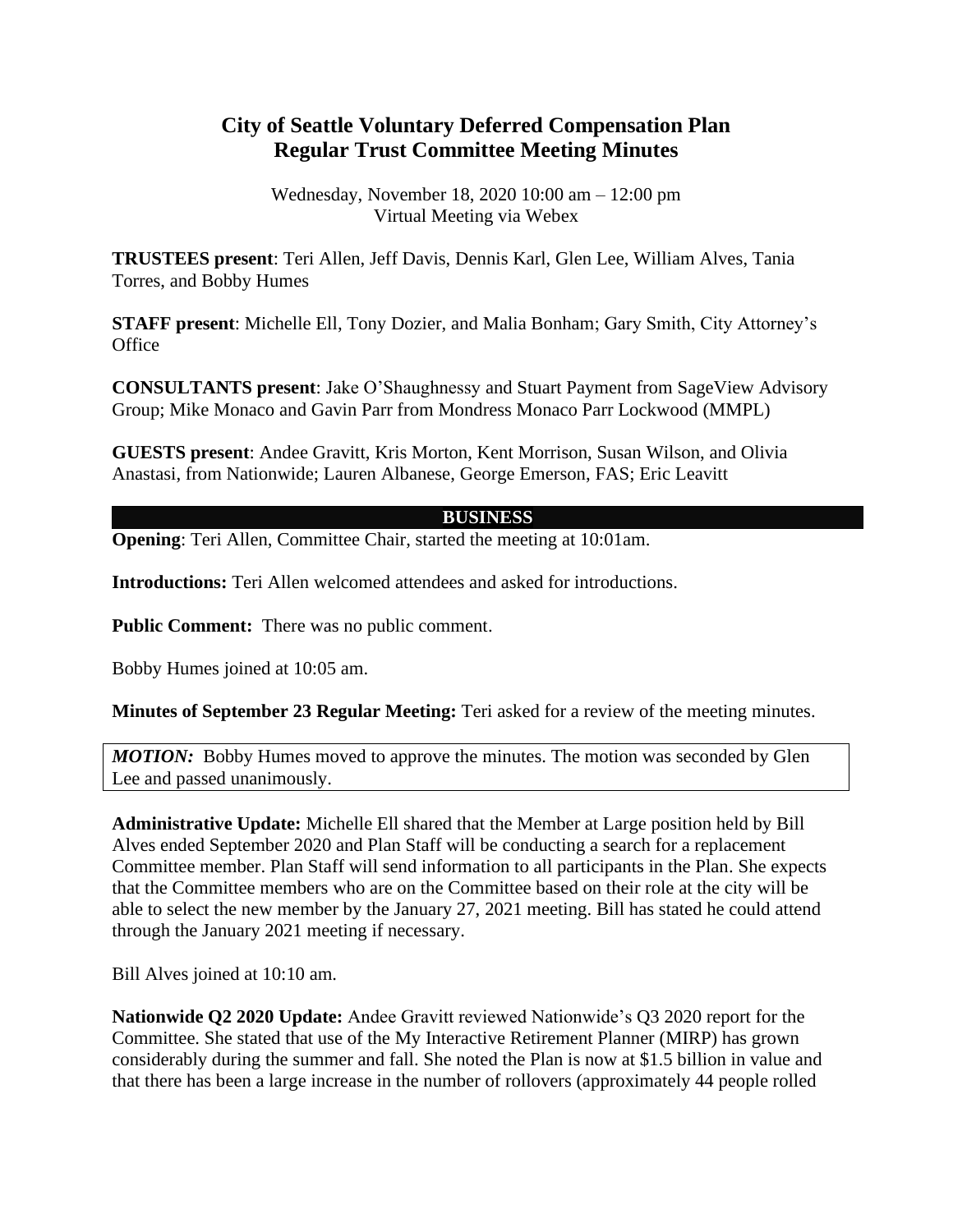# City of Seattle Voluntary Deferred Compensation Plan
## Regular Trust Committee Meeting Minutes

Wednesday, November 18, 2020 10:00 am – 12:00 pm
Virtual Meeting via Webex

**TRUSTEES present**: Teri Allen, Jeff Davis, Dennis Karl, Glen Lee, William Alves, Tania Torres, and Bobby Humes

**STAFF present**: Michelle Ell, Tony Dozier, and Malia Bonham; Gary Smith, City Attorney's Office

**CONSULTANTS present**: Jake O'Shaughnessy and Stuart Payment from SageView Advisory Group; Mike Monaco and Gavin Parr from Mondress Monaco Parr Lockwood (MMPL)

**GUESTS present**: Andee Gravitt, Kris Morton, Kent Morrison, Susan Wilson, and Olivia Anastasi, from Nationwide; Lauren Albanese, George Emerson, FAS; Eric Leavitt

## BUSINESS

**Opening**: Teri Allen, Committee Chair, started the meeting at 10:01am.

**Introductions:** Teri Allen welcomed attendees and asked for introductions.

**Public Comment:** There was no public comment.

Bobby Humes joined at 10:05 am.

**Minutes of September 23 Regular Meeting:** Teri asked for a review of the meeting minutes.

***MOTION:*** Bobby Humes moved to approve the minutes. The motion was seconded by Glen Lee and passed unanimously.

**Administrative Update:** Michelle Ell shared that the Member at Large position held by Bill Alves ended September 2020 and Plan Staff will be conducting a search for a replacement Committee member. Plan Staff will send information to all participants in the Plan. She expects that the Committee members who are on the Committee based on their role at the city will be able to select the new member by the January 27, 2021 meeting. Bill has stated he could attend through the January 2021 meeting if necessary.

Bill Alves joined at 10:10 am.

**Nationwide Q2 2020 Update:** Andee Gravitt reviewed Nationwide's Q3 2020 report for the Committee. She stated that use of the My Interactive Retirement Planner (MIRP) has grown considerably during the summer and fall. She noted the Plan is now at $1.5 billion in value and that there has been a large increase in the number of rollovers (approximately 44 people rolled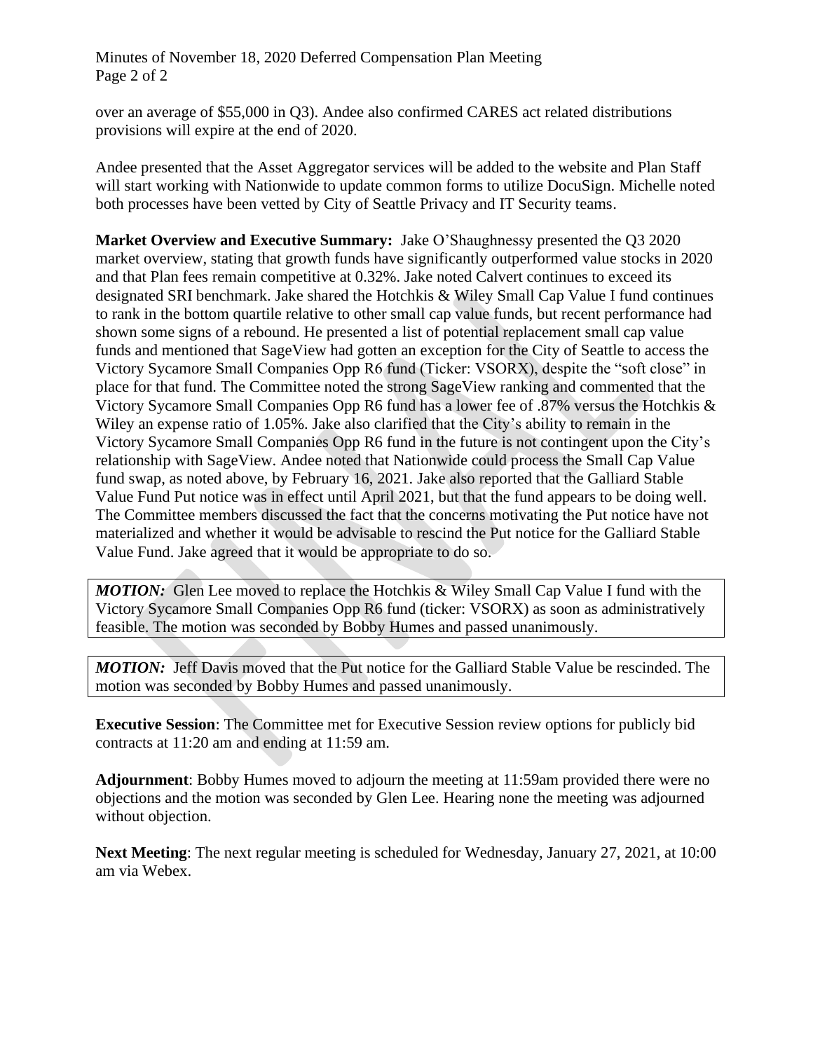over an average of $55,000 in Q3). Andee also confirmed CARES act related distributions provisions will expire at the end of 2020.

Andee presented that the Asset Aggregator services will be added to the website and Plan Staff will start working with Nationwide to update common forms to utilize DocuSign. Michelle noted both processes have been vetted by City of Seattle Privacy and IT Security teams.

**Market Overview and Executive Summary:** Jake O'Shaughnessy presented the Q3 2020 market overview, stating that growth funds have significantly outperformed value stocks in 2020 and that Plan fees remain competitive at 0.32%. Jake noted Calvert continues to exceed its designated SRI benchmark. Jake shared the Hotchkis & Wiley Small Cap Value I fund continues to rank in the bottom quartile relative to other small cap value funds, but recent performance had shown some signs of a rebound. He presented a list of potential replacement small cap value funds and mentioned that SageView had gotten an exception for the City of Seattle to access the Victory Sycamore Small Companies Opp R6 fund (Ticker: VSORX), despite the "soft close" in place for that fund. The Committee noted the strong SageView ranking and commented that the Victory Sycamore Small Companies Opp R6 fund has a lower fee of .87% versus the Hotchkis & Wiley an expense ratio of 1.05%. Jake also clarified that the City's ability to remain in the Victory Sycamore Small Companies Opp R6 fund in the future is not contingent upon the City's relationship with SageView. Andee noted that Nationwide could process the Small Cap Value fund swap, as noted above, by February 16, 2021. Jake also reported that the Galliard Stable Value Fund Put notice was in effect until April 2021, but that the fund appears to be doing well. The Committee members discussed the fact that the concerns motivating the Put notice have not materialized and whether it would be advisable to rescind the Put notice for the Galliard Stable Value Fund. Jake agreed that it would be appropriate to do so.

***MOTION:*** Glen Lee moved to replace the Hotchkis & Wiley Small Cap Value I fund with the Victory Sycamore Small Companies Opp R6 fund (ticker: VSORX) as soon as administratively feasible. The motion was seconded by Bobby Humes and passed unanimously.

***MOTION:*** Jeff Davis moved that the Put notice for the Galliard Stable Value be rescinded. The motion was seconded by Bobby Humes and passed unanimously.

**Executive Session**: The Committee met for Executive Session review options for publicly bid contracts at 11:20 am and ending at 11:59 am.

**Adjournment**: Bobby Humes moved to adjourn the meeting at 11:59am provided there were no objections and the motion was seconded by Glen Lee. Hearing none the meeting was adjourned without objection.

**Next Meeting**: The next regular meeting is scheduled for Wednesday, January 27, 2021, at 10:00 am via Webex.